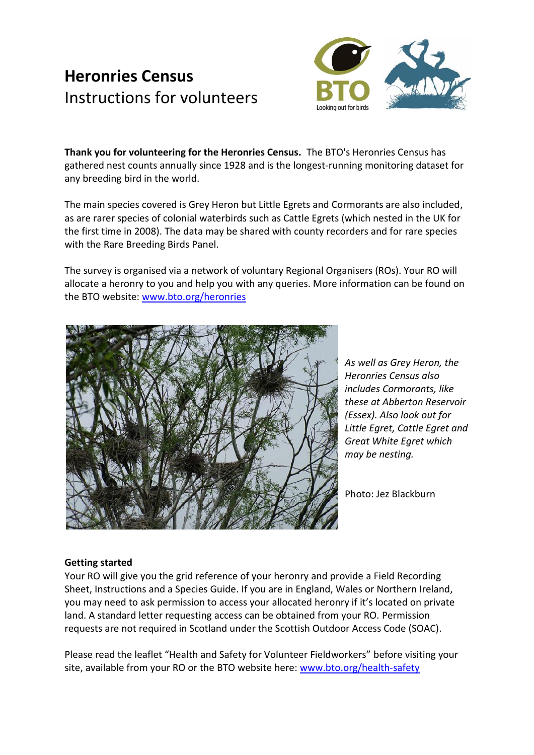# Heronries Census
Instructions for volunteers

**Thank you for volunteering for the Heronries Census.** The BTO's Heronries Census has gathered nest counts annually since 1928 and is the longest-running monitoring dataset for any breeding bird in the world.

The main species covered is Grey Heron but Little Egrets and Cormorants are also included, as are rarer species of colonial waterbirds such as Cattle Egrets (which nested in the UK for the first time in 2008). The data may be shared with county recorders and for rare species with the Rare Breeding Birds Panel.

The survey is organised via a network of voluntary Regional Organisers (ROs). Your RO will allocate a heronry to you and help you with any queries. More information can be found on the BTO website: www.bto.org/heronries

*As well as Grey Heron, the Heronries Census also includes Cormorants, like these at Abberton Reservoir (Essex). Also look out for Little Egret, Cattle Egret and Great White Egret which may be nesting.*

Photo: Jez Blackburn

**Getting started**

Your RO will give you the grid reference of your heronry and provide a Field Recording Sheet, Instructions and a Species Guide. If you are in England, Wales or Northern Ireland, you may need to ask permission to access your allocated heronry if it's located on private land. A standard letter requesting access can be obtained from your RO. Permission requests are not required in Scotland under the Scottish Outdoor Access Code (SOAC).

Please read the leaflet "Health and Safety for Volunteer Fieldworkers" before visiting your site, available from your RO or the BTO website here: www.bto.org/health-safety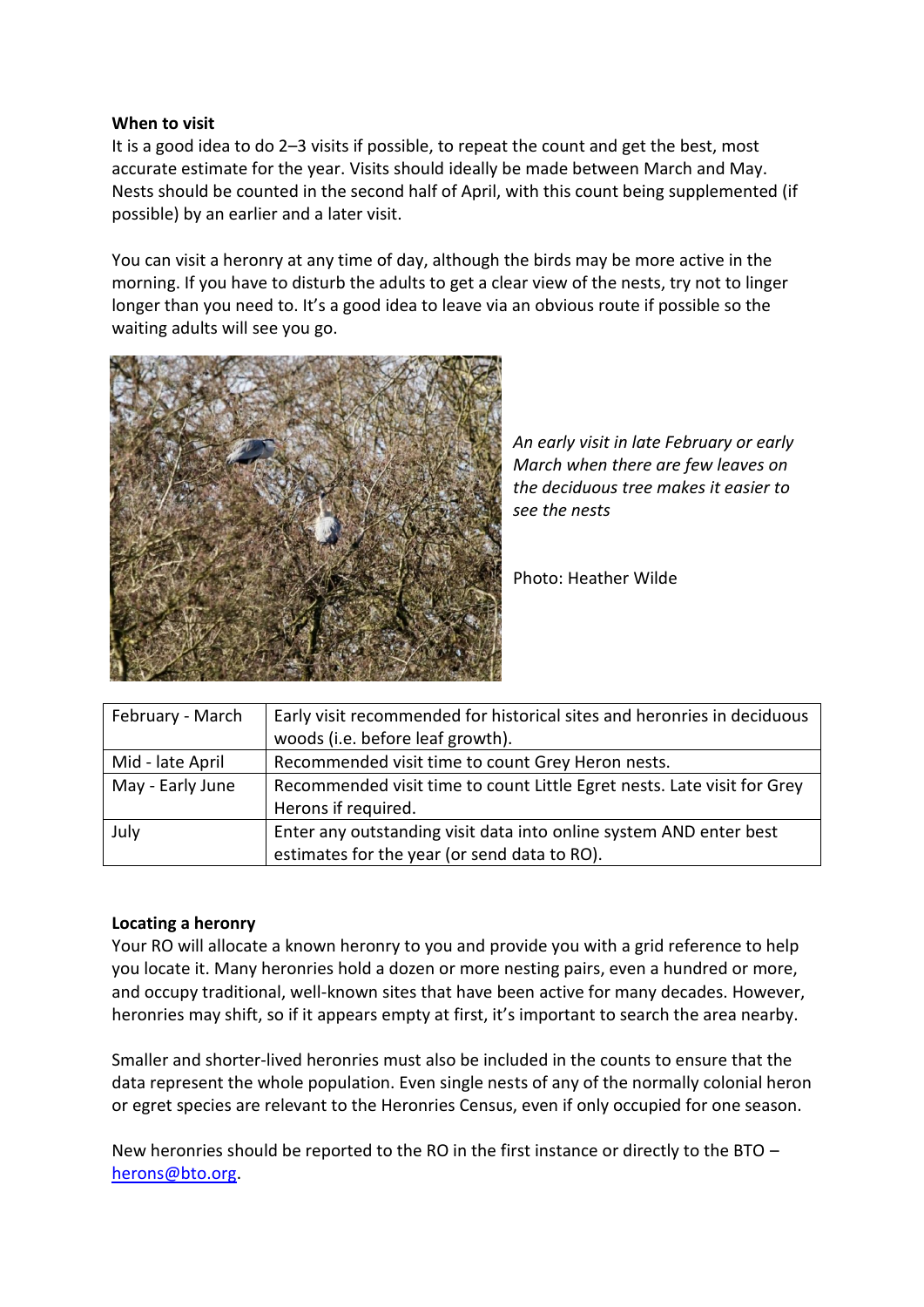**When to visit**

It is a good idea to do 2–3 visits if possible, to repeat the count and get the best, most accurate estimate for the year. Visits should ideally be made between March and May. Nests should be counted in the second half of April, with this count being supplemented (if possible) by an earlier and a later visit.

You can visit a heronry at any time of day, although the birds may be more active in the morning. If you have to disturb the adults to get a clear view of the nests, try not to linger longer than you need to. It's a good idea to leave via an obvious route if possible so the waiting adults will see you go.

*An early visit in late February or early March when there are few leaves on the deciduous tree makes it easier to see the nests*

Photo: Heather Wilde

| February - March | Early visit recommended for historical sites and heronries in deciduous woods (i.e. before leaf growth). |
|---|---|
| Mid - late April | Recommended visit time to count Grey Heron nests. |
| May - Early June | Recommended visit time to count Little Egret nests. Late visit for Grey Herons if required. |
| July | Enter any outstanding visit data into online system AND enter best estimates for the year (or send data to RO). |

**Locating a heronry**

Your RO will allocate a known heronry to you and provide you with a grid reference to help you locate it. Many heronries hold a dozen or more nesting pairs, even a hundred or more, and occupy traditional, well-known sites that have been active for many decades. However, heronries may shift, so if it appears empty at first, it's important to search the area nearby.

Smaller and shorter-lived heronries must also be included in the counts to ensure that the data represent the whole population. Even single nests of any of the normally colonial heron or egret species are relevant to the Heronries Census, even if only occupied for one season.

New heronries should be reported to the RO in the first instance or directly to the BTO – herons@bto.org.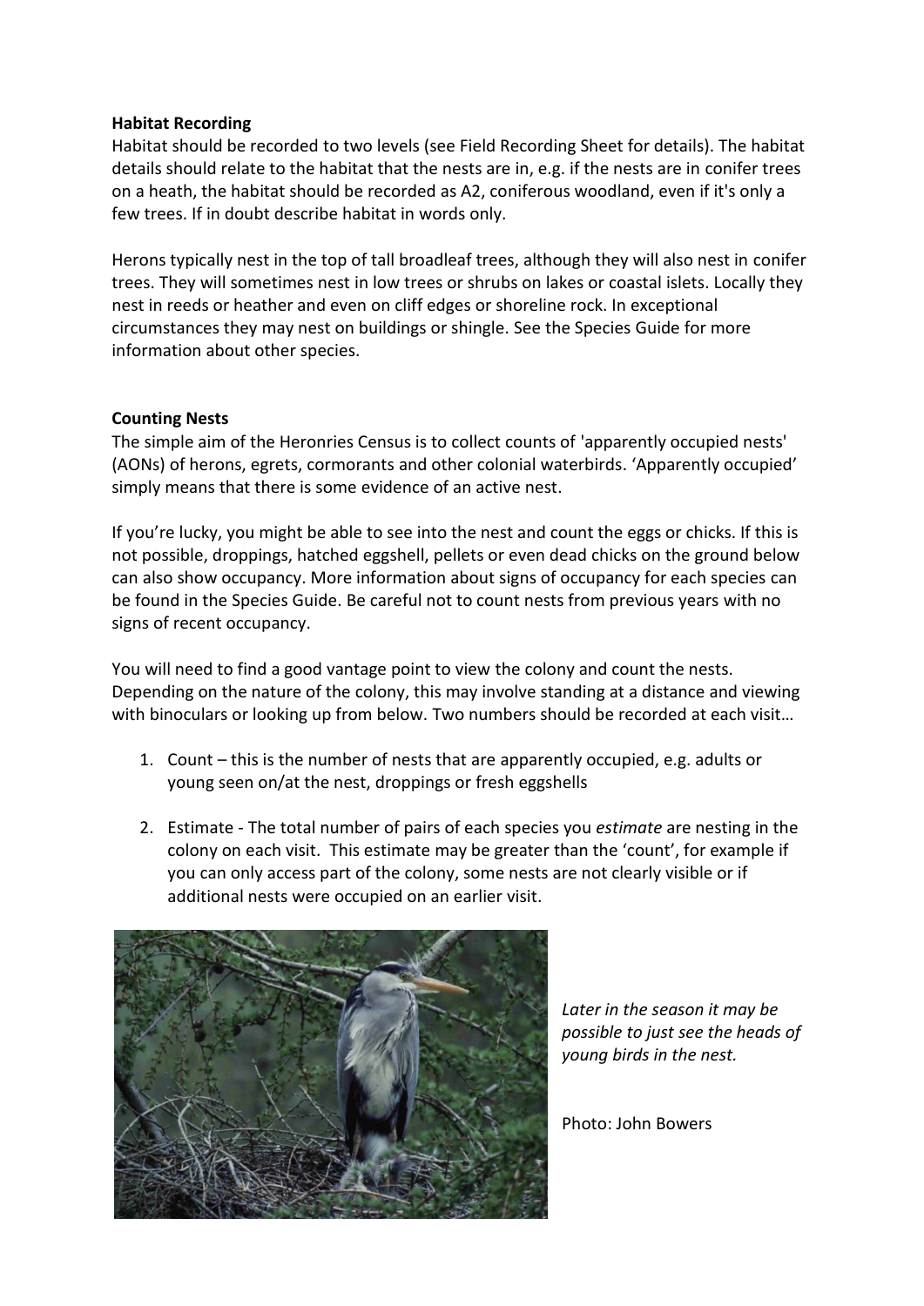**Habitat Recording**

Habitat should be recorded to two levels (see Field Recording Sheet for details). The habitat details should relate to the habitat that the nests are in, e.g. if the nests are in conifer trees on a heath, the habitat should be recorded as A2, coniferous woodland, even if it's only a few trees. If in doubt describe habitat in words only.

Herons typically nest in the top of tall broadleaf trees, although they will also nest in conifer trees. They will sometimes nest in low trees or shrubs on lakes or coastal islets. Locally they nest in reeds or heather and even on cliff edges or shoreline rock. In exceptional circumstances they may nest on buildings or shingle. See the Species Guide for more information about other species.

**Counting Nests**

The simple aim of the Heronries Census is to collect counts of 'apparently occupied nests' (AONs) of herons, egrets, cormorants and other colonial waterbirds. 'Apparently occupied' simply means that there is some evidence of an active nest.

If you're lucky, you might be able to see into the nest and count the eggs or chicks. If this is not possible, droppings, hatched eggshell, pellets or even dead chicks on the ground below can also show occupancy. More information about signs of occupancy for each species can be found in the Species Guide. Be careful not to count nests from previous years with no signs of recent occupancy.

You will need to find a good vantage point to view the colony and count the nests. Depending on the nature of the colony, this may involve standing at a distance and viewing with binoculars or looking up from below. Two numbers should be recorded at each visit…

1. Count – this is the number of nests that are apparently occupied, e.g. adults or young seen on/at the nest, droppings or fresh eggshells

2. Estimate - The total number of pairs of each species you *estimate* are nesting in the colony on each visit. This estimate may be greater than the 'count', for example if you can only access part of the colony, some nests are not clearly visible or if additional nests were occupied on an earlier visit.

*Later in the season it may be possible to just see the heads of young birds in the nest.*

Photo: John Bowers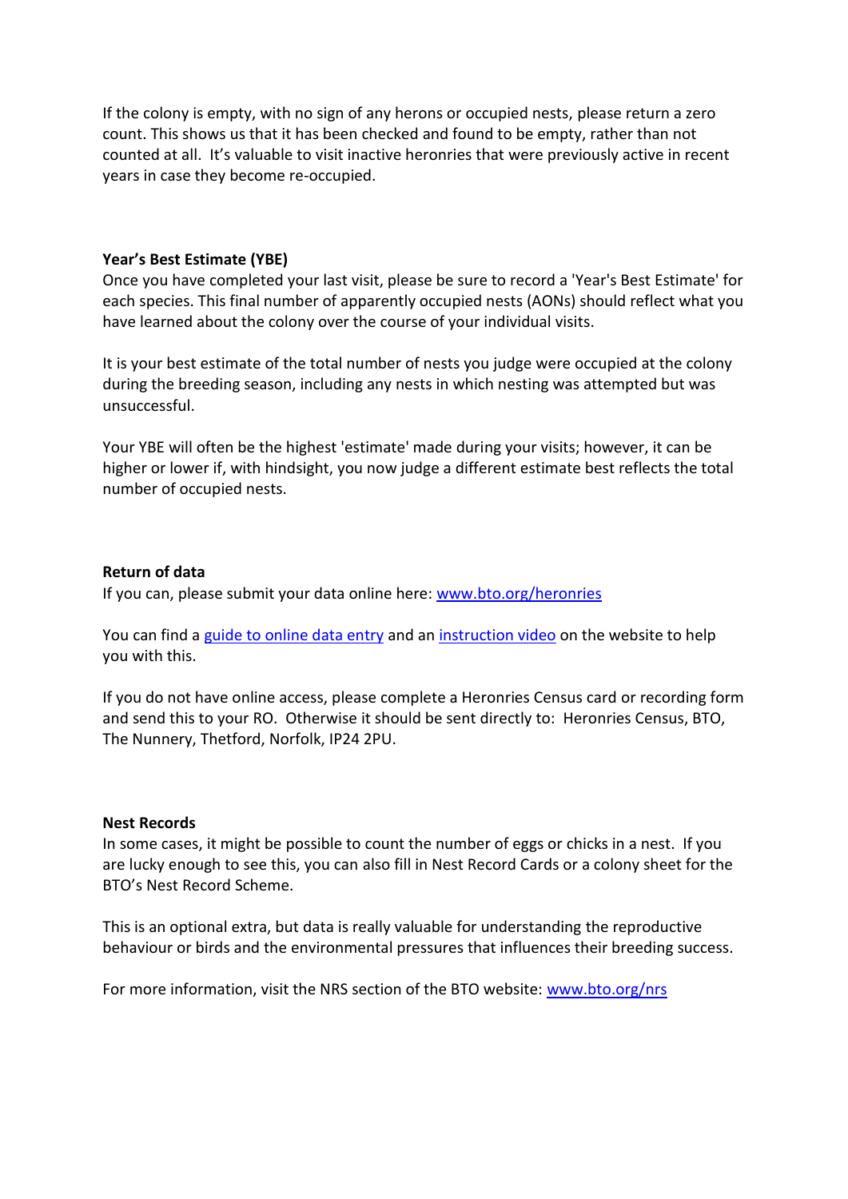If the colony is empty, with no sign of any herons or occupied nests, please return a zero count. This shows us that it has been checked and found to be empty, rather than not counted at all. It's valuable to visit inactive heronries that were previously active in recent years in case they become re-occupied.

**Year's Best Estimate (YBE)**

Once you have completed your last visit, please be sure to record a 'Year's Best Estimate' for each species. This final number of apparently occupied nests (AONs) should reflect what you have learned about the colony over the course of your individual visits.

It is your best estimate of the total number of nests you judge were occupied at the colony during the breeding season, including any nests in which nesting was attempted but was unsuccessful.

Your YBE will often be the highest 'estimate' made during your visits; however, it can be higher or lower if, with hindsight, you now judge a different estimate best reflects the total number of occupied nests.

**Return of data**

If you can, please submit your data online here: [www.bto.org/heronries](www.bto.org/heronries)

You can find a guide to online data entry and an instruction video on the website to help you with this.

If you do not have online access, please complete a Heronries Census card or recording form and send this to your RO. Otherwise it should be sent directly to: Heronries Census, BTO, The Nunnery, Thetford, Norfolk, IP24 2PU.

**Nest Records**

In some cases, it might be possible to count the number of eggs or chicks in a nest. If you are lucky enough to see this, you can also fill in Nest Record Cards or a colony sheet for the BTO's Nest Record Scheme.

This is an optional extra, but data is really valuable for understanding the reproductive behaviour or birds and the environmental pressures that influences their breeding success.

For more information, visit the NRS section of the BTO website: [www.bto.org/nrs](www.bto.org/nrs)